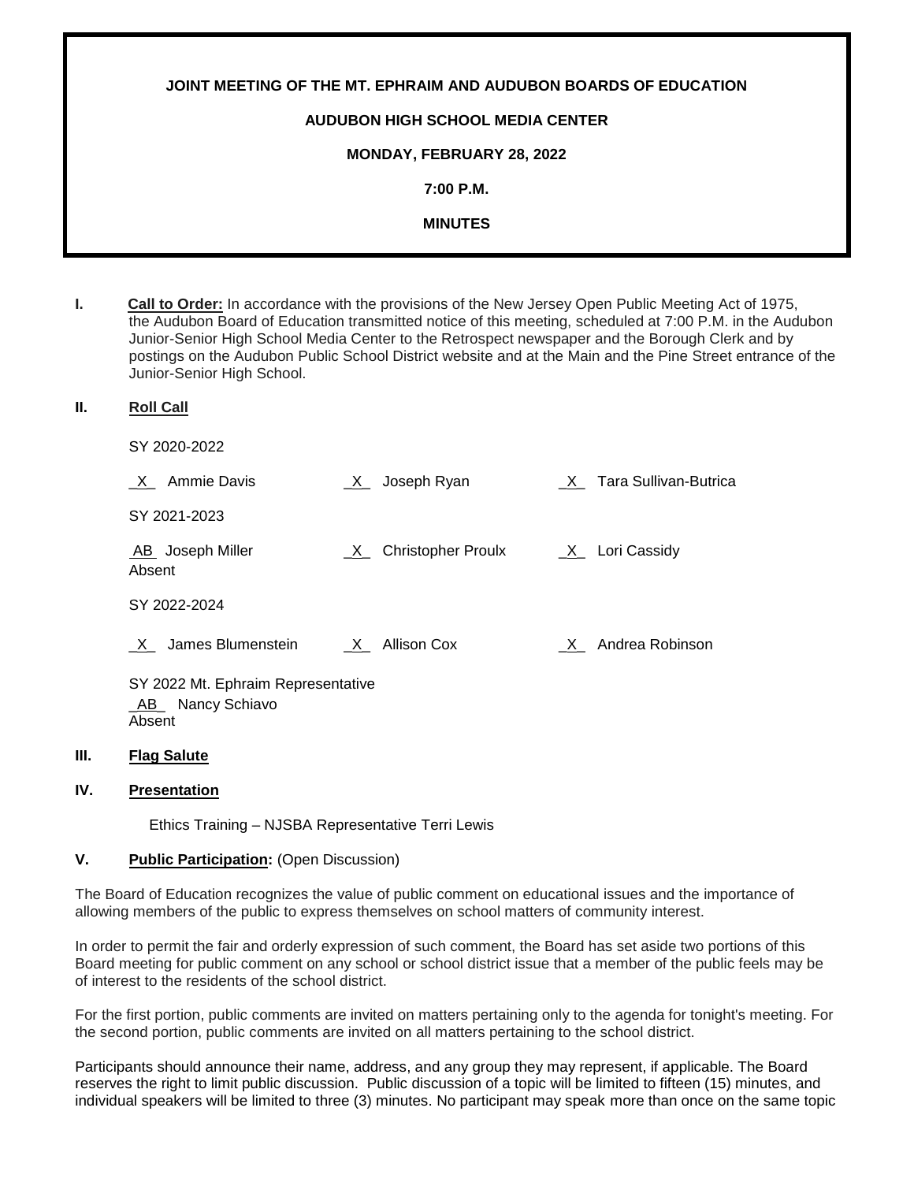**JOINT MEETING OF THE MT. EPHRAIM AND AUDUBON BOARDS OF EDUCATION**

**AUDUBON HIGH SCHOOL MEDIA CENTER**

**MONDAY, FEBRUARY 28, 2022**

**7:00 P.M.**

**MINUTES**

**I. Call to Order:** In accordance with the provisions of the New Jersey Open Public Meeting Act of 1975, the Audubon Board of Education transmitted notice of this meeting, scheduled at 7:00 P.M. in the Audubon Junior-Senior High School Media Center to the Retrospect newspaper and the Borough Clerk and by postings on the Audubon Public School District website and at the Main and the Pine Street entrance of the Junior-Senior High School.

**II. Roll Call**

SY 2020-2022

_X_ Ammie Davis _X_ Joseph Ryan _X_ Tara Sullivan-Butrica

SY 2021-2023

_AB_ Joseph Miller Absent _X_ Christopher Proulx _X_ Lori Cassidy

SY 2022-2024

_X_ James Blumenstein _X_ Allison Cox _X_ Andrea Robinson

SY 2022 Mt. Ephraim Representative
_AB_ Nancy Schiavo
Absent

**III. Flag Salute**

**IV. Presentation**

Ethics Training – NJSBA Representative Terri Lewis

**V. Public Participation:** (Open Discussion)

The Board of Education recognizes the value of public comment on educational issues and the importance of allowing members of the public to express themselves on school matters of community interest.

In order to permit the fair and orderly expression of such comment, the Board has set aside two portions of this Board meeting for public comment on any school or school district issue that a member of the public feels may be of interest to the residents of the school district.

For the first portion, public comments are invited on matters pertaining only to the agenda for tonight's meeting. For the second portion, public comments are invited on all matters pertaining to the school district.

Participants should announce their name, address, and any group they may represent, if applicable. The Board reserves the right to limit public discussion. Public discussion of a topic will be limited to fifteen (15) minutes, and individual speakers will be limited to three (3) minutes. No participant may speak more than once on the same topic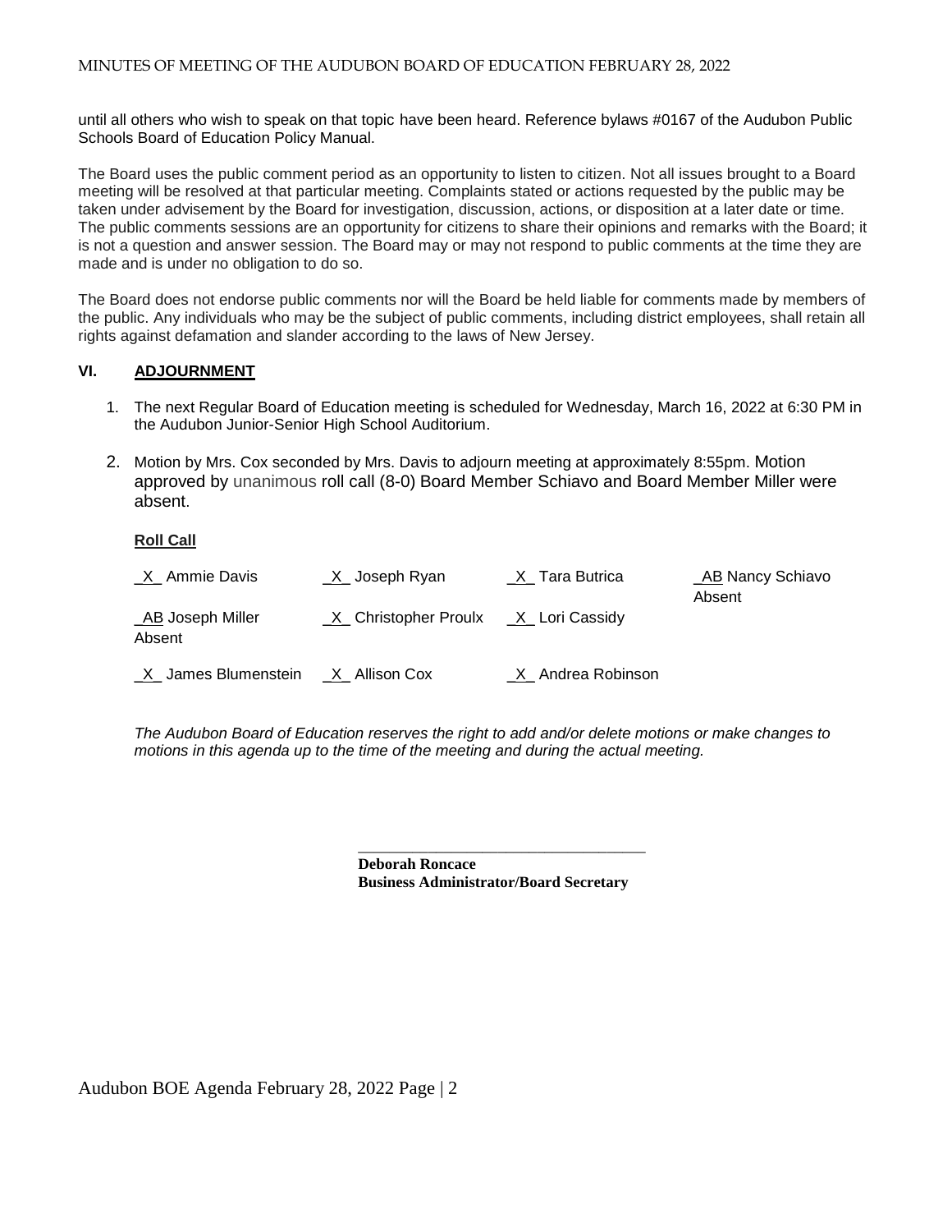until all others who wish to speak on that topic have been heard. Reference bylaws #0167 of the Audubon Public Schools Board of Education Policy Manual.

The Board uses the public comment period as an opportunity to listen to citizen. Not all issues brought to a Board meeting will be resolved at that particular meeting. Complaints stated or actions requested by the public may be taken under advisement by the Board for investigation, discussion, actions, or disposition at a later date or time. The public comments sessions are an opportunity for citizens to share their opinions and remarks with the Board; it is not a question and answer session. The Board may or may not respond to public comments at the time they are made and is under no obligation to do so.

The Board does not endorse public comments nor will the Board be held liable for comments made by members of the public. Any individuals who may be the subject of public comments, including district employees, shall retain all rights against defamation and slander according to the laws of New Jersey.

## VI. ADJOURNMENT

1. The next Regular Board of Education meeting is scheduled for Wednesday, March 16, 2022 at 6:30 PM in the Audubon Junior-Senior High School Auditorium.
2. Motion by Mrs. Cox seconded by Mrs. Davis to adjourn meeting at approximately 8:55pm. Motion approved by unanimous roll call (8-0) Board Member Schiavo and Board Member Miller were absent.

**Roll Call**

| | | | |
|---|---|---|---|
| _X_ Ammie Davis | _X_ Joseph Ryan | _X_ Tara Butrica | _AB Nancy Schiavo Absent |
| _AB Joseph Miller Absent | _X_ Christopher Proulx | _X_ Lori Cassidy | |
| _X_ James Blumenstein | _X_ Allison Cox | _X_ Andrea Robinson | |

*The Audubon Board of Education reserves the right to add and/or delete motions or make changes to motions in this agenda up to the time of the meeting and during the actual meeting.*

___________________________________

**Deborah Roncace**
**Business Administrator/Board Secretary**